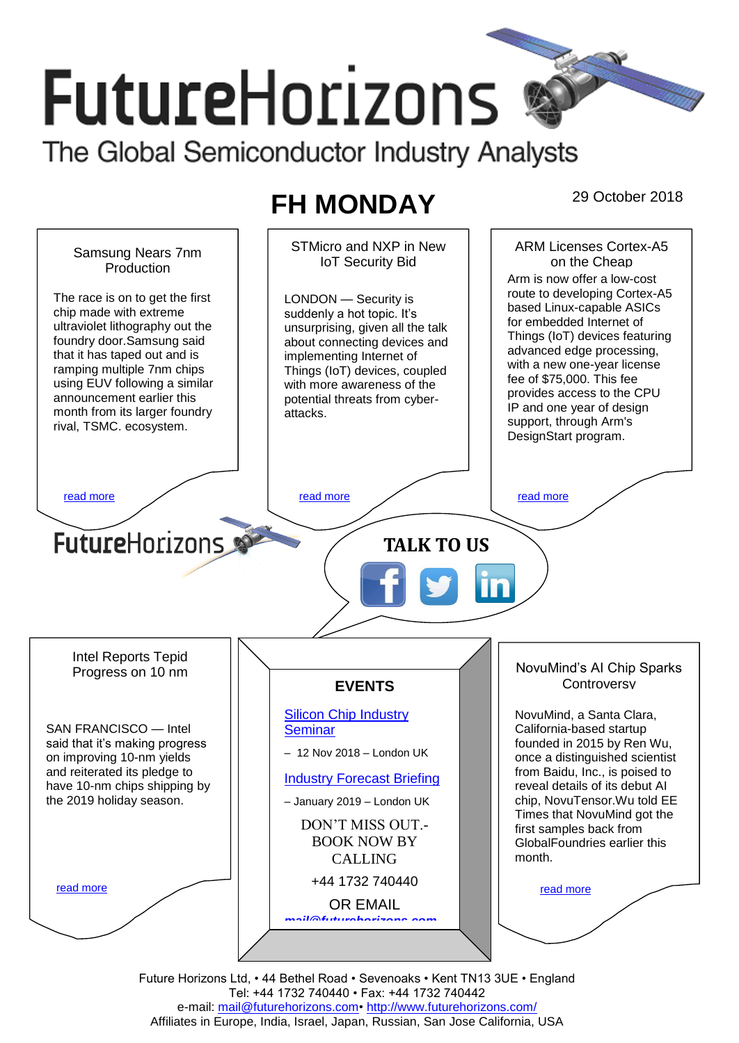# FutureHorizons

The Global Semiconductor Industry Analysts

## FH MONDAY

29 October 2018

### Samsung Nears 7nm Production

The race is on to get the first chip made with extreme ultraviolet lithography out the foundry door.Samsung said that it has taped out and is ramping multiple 7nm chips using EUV following a similar announcement earlier this month from its larger foundry rival, TSMC. ecosystem.

read more

### STMicro and NXP in New IoT Security Bid

LONDON — Security is suddenly a hot topic. It's unsurprising, given all the talk about connecting devices and implementing Internet of Things (IoT) devices, coupled with more awareness of the potential threats from cyber-attacks.

read more

### ARM Licenses Cortex-A5 on the Cheap

Arm is now offer a low-cost route to developing Cortex-A5 based Linux-capable ASICs for embedded Internet of Things (IoT) devices featuring advanced edge processing, with a new one-year license fee of $75,000. This fee provides access to the CPU IP and one year of design support, through Arm's DesignStart program.

read more

FutureHorizons

**TALK TO US**

### Intel Reports Tepid Progress on 10 nm

SAN FRANCISCO — Intel said that it's making progress on improving 10-nm yields and reiterated its pledge to have 10-nm chips shipping by the 2019 holiday season.

read more

### EVENTS

Silicon Chip Industry Seminar

– 12 Nov 2018 – London UK

Industry Forecast Briefing

– January 2019 – London UK

DON'T MISS OUT.- BOOK NOW BY CALLING

+44 1732 740440

OR EMAIL

mail@futurehorizons.com

### NovuMind's AI Chip Sparks Controversy

NovuMind, a Santa Clara, California-based startup founded in 2015 by Ren Wu, once a distinguished scientist from Baidu, Inc., is poised to reveal details of its debut AI chip, NovuTensor.Wu told EE Times that NovuMind got the first samples back from GlobalFoundries earlier this month.

read more

Future Horizons Ltd, • 44 Bethel Road • Sevenoaks • Kent TN13 3UE • England
Tel: +44 1732 740440 • Fax: +44 1732 740442
e-mail: mail@futurehorizons.com• http://www.futurehorizons.com/
Affiliates in Europe, India, Israel, Japan, Russian, San Jose California, USA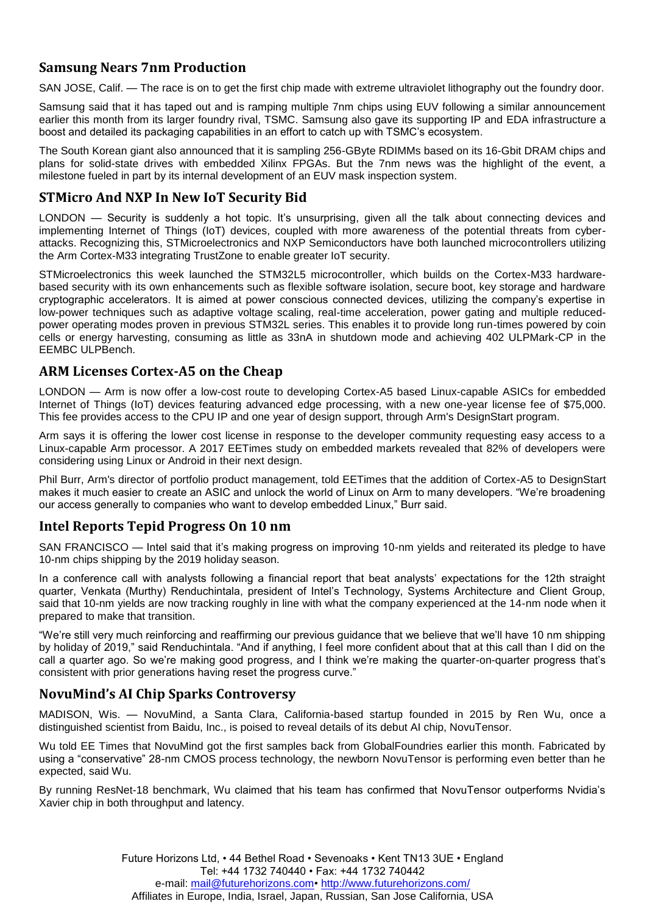## Samsung Nears 7nm Production

SAN JOSE, Calif. — The race is on to get the first chip made with extreme ultraviolet lithography out the foundry door.

Samsung said that it has taped out and is ramping multiple 7nm chips using EUV following a similar announcement earlier this month from its larger foundry rival, TSMC. Samsung also gave its supporting IP and EDA infrastructure a boost and detailed its packaging capabilities in an effort to catch up with TSMC's ecosystem.

The South Korean giant also announced that it is sampling 256-GByte RDIMMs based on its 16-Gbit DRAM chips and plans for solid-state drives with embedded Xilinx FPGAs. But the 7nm news was the highlight of the event, a milestone fueled in part by its internal development of an EUV mask inspection system.

## STMicro And NXP In New IoT Security Bid

LONDON — Security is suddenly a hot topic. It's unsurprising, given all the talk about connecting devices and implementing Internet of Things (IoT) devices, coupled with more awareness of the potential threats from cyber-attacks. Recognizing this, STMicroelectronics and NXP Semiconductors have both launched microcontrollers utilizing the Arm Cortex-M33 integrating TrustZone to enable greater IoT security.

STMicroelectronics this week launched the STM32L5 microcontroller, which builds on the Cortex-M33 hardware-based security with its own enhancements such as flexible software isolation, secure boot, key storage and hardware cryptographic accelerators. It is aimed at power conscious connected devices, utilizing the company's expertise in low-power techniques such as adaptive voltage scaling, real-time acceleration, power gating and multiple reduced-power operating modes proven in previous STM32L series. This enables it to provide long run-times powered by coin cells or energy harvesting, consuming as little as 33nA in shutdown mode and achieving 402 ULPMark-CP in the EEMBC ULPBench.

## ARM Licenses Cortex-A5 on the Cheap

LONDON — Arm is now offer a low-cost route to developing Cortex-A5 based Linux-capable ASICs for embedded Internet of Things (IoT) devices featuring advanced edge processing, with a new one-year license fee of $75,000. This fee provides access to the CPU IP and one year of design support, through Arm's DesignStart program.

Arm says it is offering the lower cost license in response to the developer community requesting easy access to a Linux-capable Arm processor. A 2017 EETimes study on embedded markets revealed that 82% of developers were considering using Linux or Android in their next design.

Phil Burr, Arm's director of portfolio product management, told EETimes that the addition of Cortex-A5 to DesignStart makes it much easier to create an ASIC and unlock the world of Linux on Arm to many developers. "We're broadening our access generally to companies who want to develop embedded Linux," Burr said.

## Intel Reports Tepid Progress On 10 nm

SAN FRANCISCO — Intel said that it's making progress on improving 10-nm yields and reiterated its pledge to have 10-nm chips shipping by the 2019 holiday season.

In a conference call with analysts following a financial report that beat analysts' expectations for the 12th straight quarter, Venkata (Murthy) Renduchintala, president of Intel's Technology, Systems Architecture and Client Group, said that 10-nm yields are now tracking roughly in line with what the company experienced at the 14-nm node when it prepared to make that transition.

"We're still very much reinforcing and reaffirming our previous guidance that we believe that we'll have 10 nm shipping by holiday of 2019," said Renduchintala. "And if anything, I feel more confident about that at this call than I did on the call a quarter ago. So we're making good progress, and I think we're making the quarter-on-quarter progress that's consistent with prior generations having reset the progress curve."

## NovuMind's AI Chip Sparks Controversy

MADISON, Wis. — NovuMind, a Santa Clara, California-based startup founded in 2015 by Ren Wu, once a distinguished scientist from Baidu, Inc., is poised to reveal details of its debut AI chip, NovuTensor.

Wu told EE Times that NovuMind got the first samples back from GlobalFoundries earlier this month. Fabricated by using a "conservative" 28-nm CMOS process technology, the newborn NovuTensor is performing even better than he expected, said Wu.

By running ResNet-18 benchmark, Wu claimed that his team has confirmed that NovuTensor outperforms Nvidia's Xavier chip in both throughput and latency.